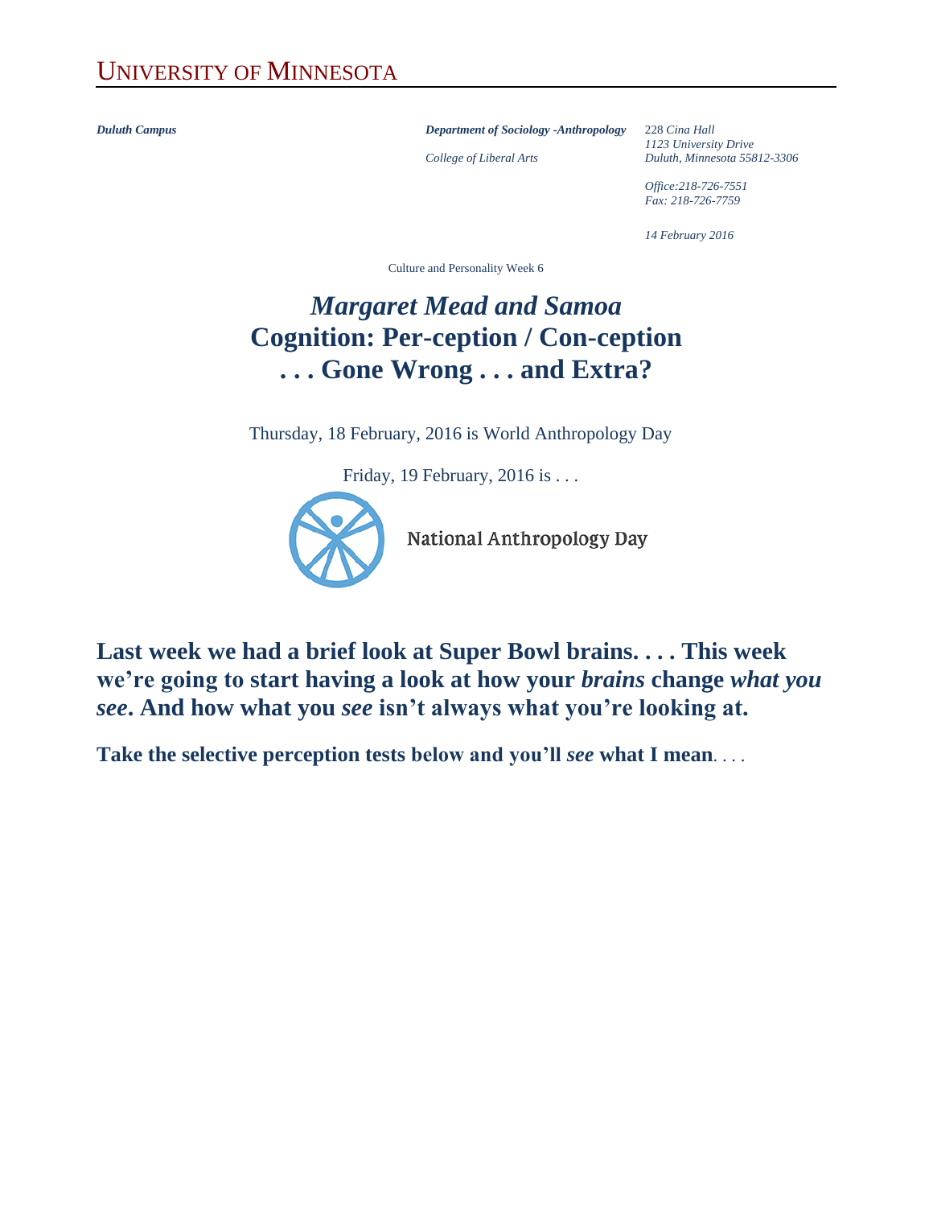UNIVERSITY OF MINNESOTA

***Duluth Campus***

***Department of Sociology -Anthropology***

*College of Liberal Arts*

228 *Cina Hall*
*1123 University Drive*
*Duluth, Minnesota 55812-3306*

*Office:218-726-7551*
*Fax: 218-726-7759*

*14 February 2016*

Culture and Personality Week 6

# *Margaret Mead and Samoa* Cognition: Per-ception / Con-ception . . . Gone Wrong . . . and Extra?

Thursday, 18 February, 2016 is World Anthropology Day

Friday, 19 February, 2016 is . . .

National Anthropology Day

**Last week we had a brief look at Super Bowl brains. . . . This week we're going to start having a look at how your *brains* change *what you see*. And how what you *see* isn't always what you're looking at.**

**Take the selective perception tests below and you'll *see* what I mean**. . . .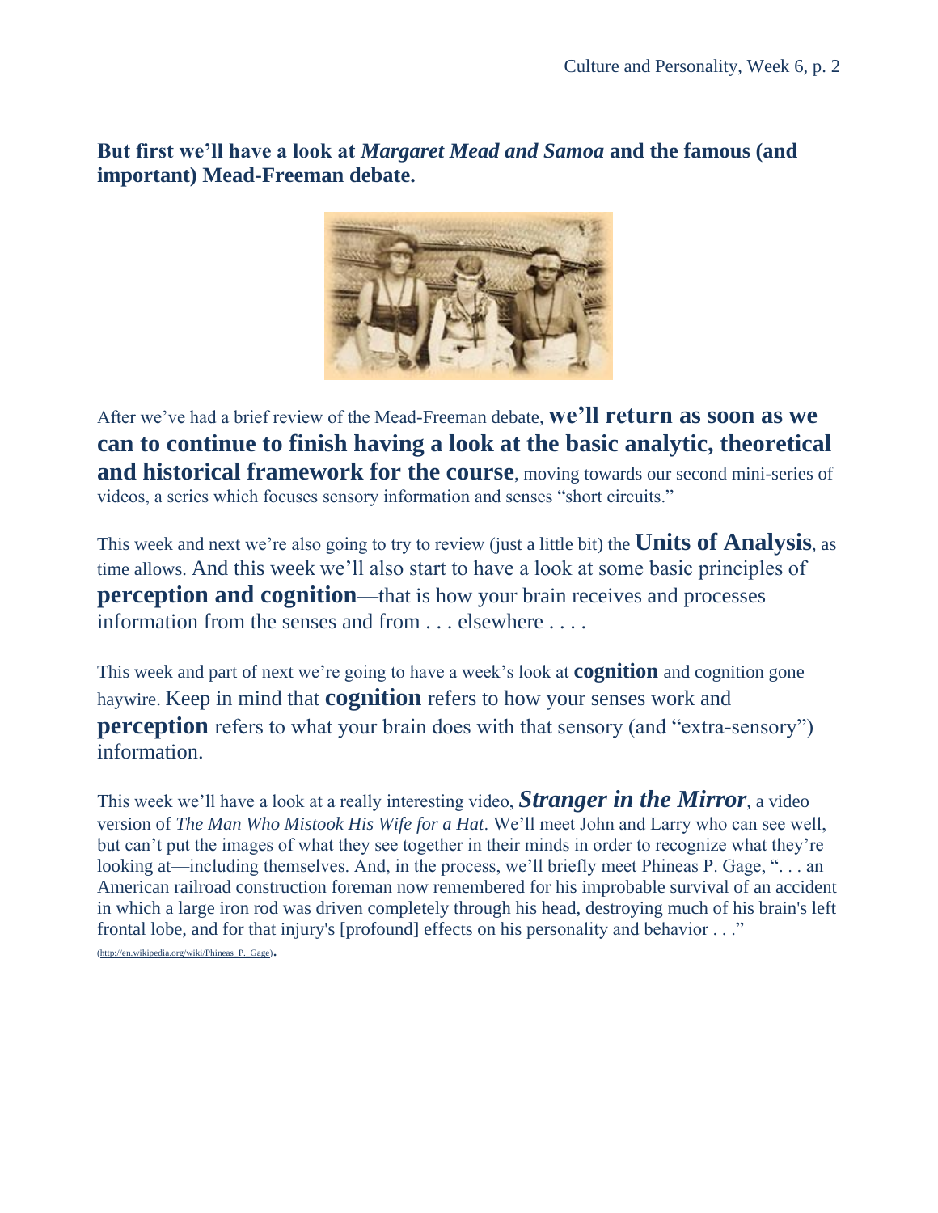**But first we'll have a look at *Margaret Mead and Samoa* and the famous (and important) Mead-Freeman debate.**

After we've had a brief review of the Mead-Freeman debate, **we'll return as soon as we can to continue to finish having a look at the basic analytic, theoretical and historical framework for the course**, moving towards our second mini-series of videos, a series which focuses sensory information and senses "short circuits."

This week and next we're also going to try to review (just a little bit) the **Units of Analysis**, as time allows. And this week we'll also start to have a look at some basic principles of **perception and cognition**—that is how your brain receives and processes information from the senses and from . . . elsewhere . . . .

This week and part of next we're going to have a week's look at **cognition** and cognition gone haywire. Keep in mind that **cognition** refers to how your senses work and **perception** refers to what your brain does with that sensory (and "extra-sensory") information.

This week we'll have a look at a really interesting video, ***Stranger in the Mirror***, a video version of *The Man Who Mistook His Wife for a Hat*. We'll meet John and Larry who can see well, but can't put the images of what they see together in their minds in order to recognize what they're looking at—including themselves. And, in the process, we'll briefly meet Phineas P. Gage, ". . . an American railroad construction foreman now remembered for his improbable survival of an accident in which a large iron rod was driven completely through his head, destroying much of his brain's left frontal lobe, and for that injury's [profound] effects on his personality and behavior . . ." (http://en.wikipedia.org/wiki/Phineas_P._Gage).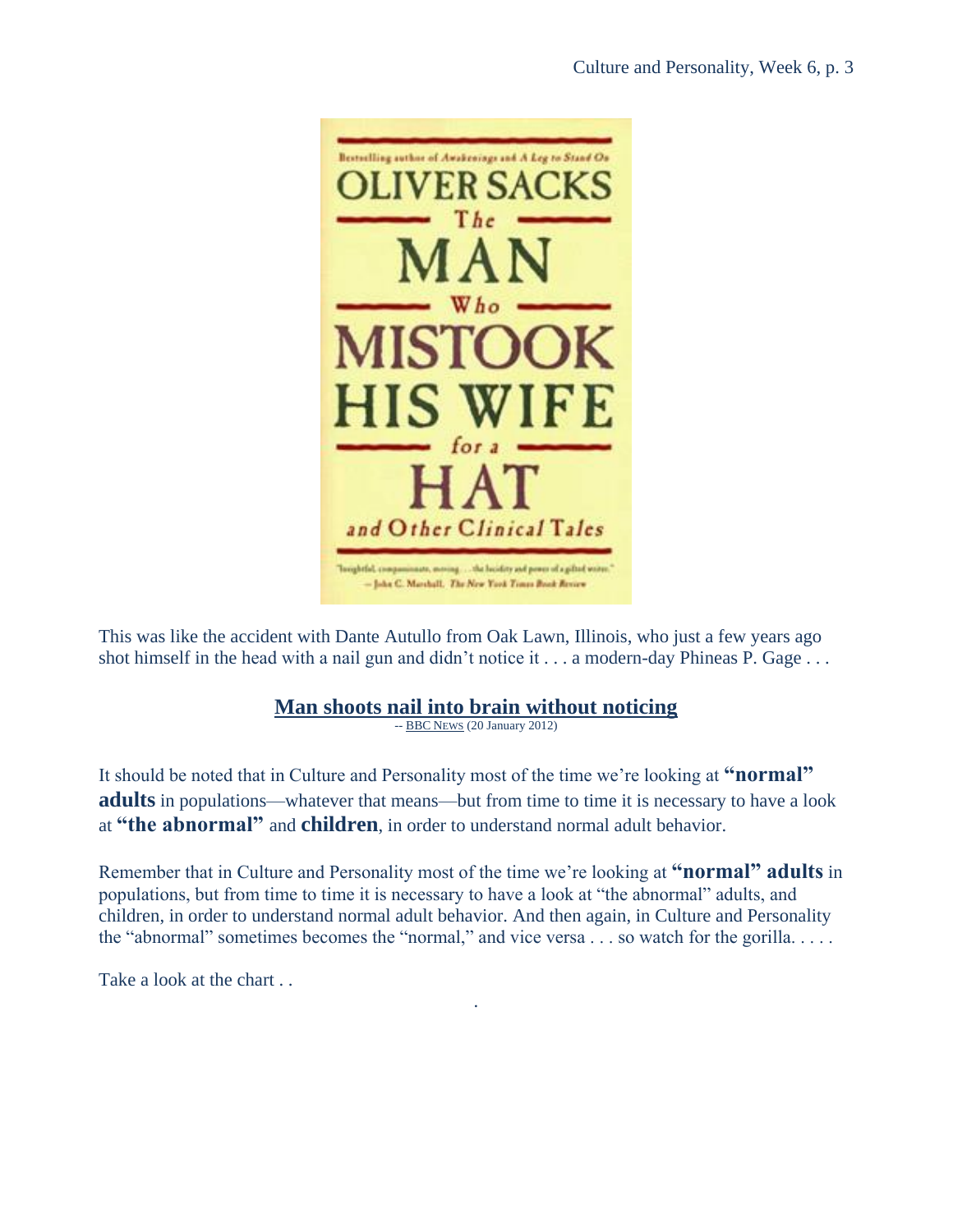This was like the accident with Dante Autullo from Oak Lawn, Illinois, who just a few years ago shot himself in the head with a nail gun and didn't notice it . . . a modern-day Phineas P. Gage . . .

**Man shoots nail into brain without noticing**

-- BBC NEWS (20 January 2012)

It should be noted that in Culture and Personality most of the time we're looking at **"normal" adults** in populations—whatever that means—but from time to time it is necessary to have a look at **"the abnormal"** and **children**, in order to understand normal adult behavior.

Remember that in Culture and Personality most of the time we're looking at **"normal" adults** in populations, but from time to time it is necessary to have a look at "the abnormal" adults, and children, in order to understand normal adult behavior. And then again, in Culture and Personality the "abnormal" sometimes becomes the "normal," and vice versa . . . so watch for the gorilla. . . . .

Take a look at the chart . .

.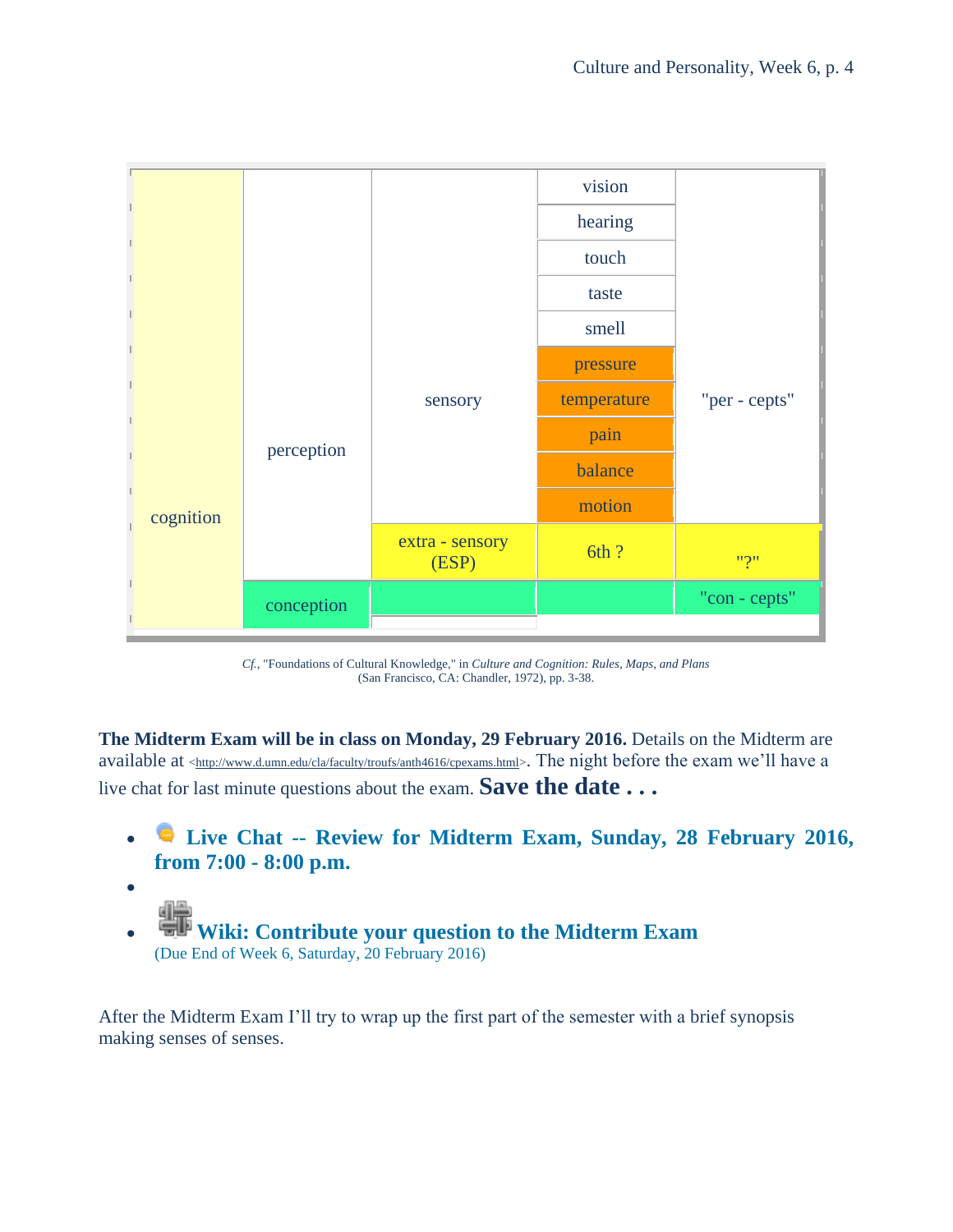| cognition | perception | sensory | vision | "per - cepts" |
|---|---|---|---|---|
| | | | hearing | |
| | | | touch | |
| | | | taste | |
| | | | smell | |
| | | | pressure | |
| | | | temperature | |
| | | | pain | |
| | | | balance | |
| | | | motion | |
| | | extra - sensory (ESP) | 6th ? | "?" |
| | conception | | | "con - cepts" |

*Cf.*, "Foundations of Cultural Knowledge," in *Culture and Cognition: Rules, Maps, and Plans* (San Francisco, CA: Chandler, 1972), pp. 3-38.

**The Midterm Exam will be in class on Monday, 29 February 2016.** Details on the Midterm are available at <http://www.d.umn.edu/cla/faculty/troufs/anth4616/cpexams.html>. The night before the exam we'll have a live chat for last minute questions about the exam. **Save the date . . .**

- **Live Chat -- Review for Midterm Exam, Sunday, 28 February 2016, from 7:00 - 8:00 p.m.**
- 
- **Wiki: Contribute your question to the Midterm Exam**
  (Due End of Week 6, Saturday, 20 February 2016)

After the Midterm Exam I'll try to wrap up the first part of the semester with a brief synopsis making senses of senses.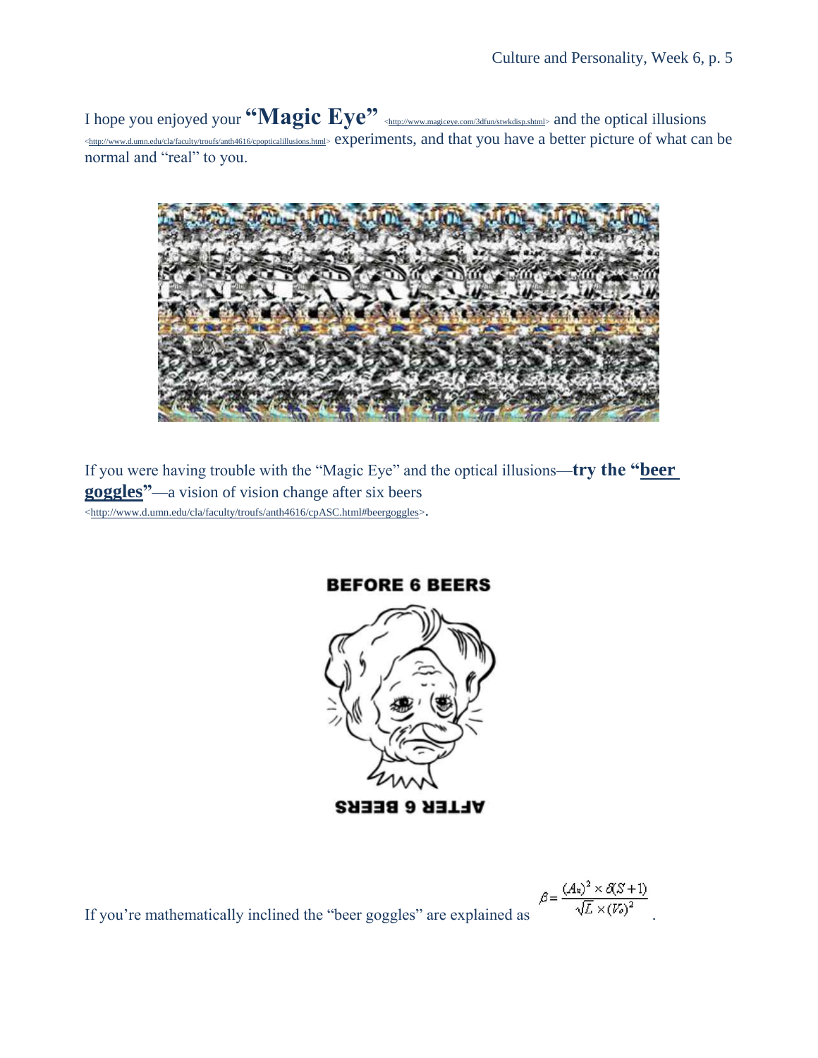I hope you enjoyed your **"Magic Eye"** <http://www.magiceye.com/3dfun/stwkdisp.shtml> and the optical illusions <http://www.d.umn.edu/cla/faculty/troufs/anth4616/cpopticalillusions.html> experiments, and that you have a better picture of what can be normal and "real" to you.

If you were having trouble with the "Magic Eye" and the optical illusions—**try the "beer goggles"**—a vision of vision change after six beers <http://www.d.umn.edu/cla/faculty/troufs/anth4616/cpASC.html#beergoggles>.

If you're mathematically inclined the "beer goggles" are explained as $\beta = \frac{(A_n)^2 \times \delta(S+1)}{\sqrt{L} \times (V_o)^2}$.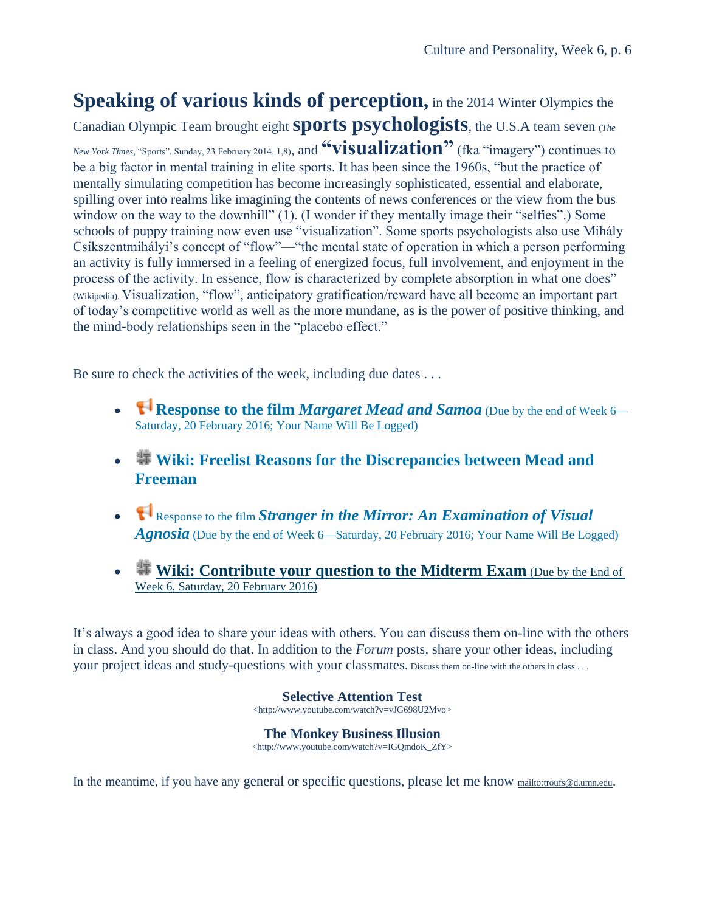**Speaking of various kinds of perception,** in the 2014 Winter Olympics the Canadian Olympic Team brought eight **sports psychologists**, the U.S.A team seven (*The New York Times*, "Sports", Sunday, 23 February 2014, 1,8), and **"visualization"** (fka "imagery") continues to be a big factor in mental training in elite sports. It has been since the 1960s, "but the practice of mentally simulating competition has become increasingly sophisticated, essential and elaborate, spilling over into realms like imagining the contents of news conferences or the view from the bus window on the way to the downhill" (1). (I wonder if they mentally image their "selfies".) Some schools of puppy training now even use "visualization". Some sports psychologists also use Mihály Csíkszentmihályi's concept of "flow"—"the mental state of operation in which a person performing an activity is fully immersed in a feeling of energized focus, full involvement, and enjoyment in the process of the activity. In essence, flow is characterized by complete absorption in what one does" (Wikipedia). Visualization, "flow", anticipatory gratification/reward have all become an important part of today's competitive world as well as the more mundane, as is the power of positive thinking, and the mind-body relationships seen in the "placebo effect."

Be sure to check the activities of the week, including due dates . . .

- **Response to the film *Margaret Mead and Samoa*** (Due by the end of Week 6—Saturday, 20 February 2016; Your Name Will Be Logged)
- **Wiki: Freelist Reasons for the Discrepancies between Mead and Freeman**
- Response to the film ***Stranger in the Mirror: An Examination of Visual Agnosia*** (Due by the end of Week 6—Saturday, 20 February 2016; Your Name Will Be Logged)
- **Wiki: Contribute your question to the Midterm Exam** (Due by the End of Week 6, Saturday, 20 February 2016)

It's always a good idea to share your ideas with others. You can discuss them on-line with the others in class. And you should do that. In addition to the *Forum* posts, share your other ideas, including your project ideas and study-questions with your classmates. Discuss them on-line with the others in class . . .

**Selective Attention Test**
<http://www.youtube.com/watch?v=vJG698U2Mvo>

**The Monkey Business Illusion**
<http://www.youtube.com/watch?v=IGQmdoK_ZfY>

In the meantime, if you have any general or specific questions, please let me know mailto:troufs@d.umn.edu.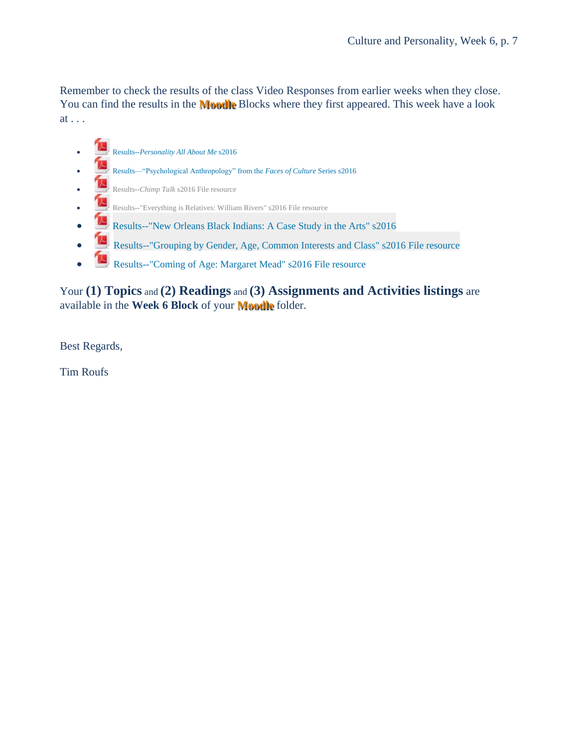Remember to check the results of the class Video Responses from earlier weeks when they close. You can find the results in the **Moodle** Blocks where they first appeared. This week have a look at . . .

- Results--*Personality All About Me* s2016
- Results—“Psychological Anthropology” from the *Faces of Culture* Series s2016
- Results--*Chimp Talk* s2016 File resource
- Results--"Everything is Relatives: William Rivers" s2016 File resource
- Results--"New Orleans Black Indians: A Case Study in the Arts" s2016
- Results--"Grouping by Gender, Age, Common Interests and Class" s2016 File resource
- Results--"Coming of Age: Margaret Mead" s2016 File resource

Your **(1) Topics** and **(2) Readings** and **(3) Assignments and Activities listings** are available in the **Week 6 Block** of your **Moodle** folder.

Best Regards,

Tim Roufs